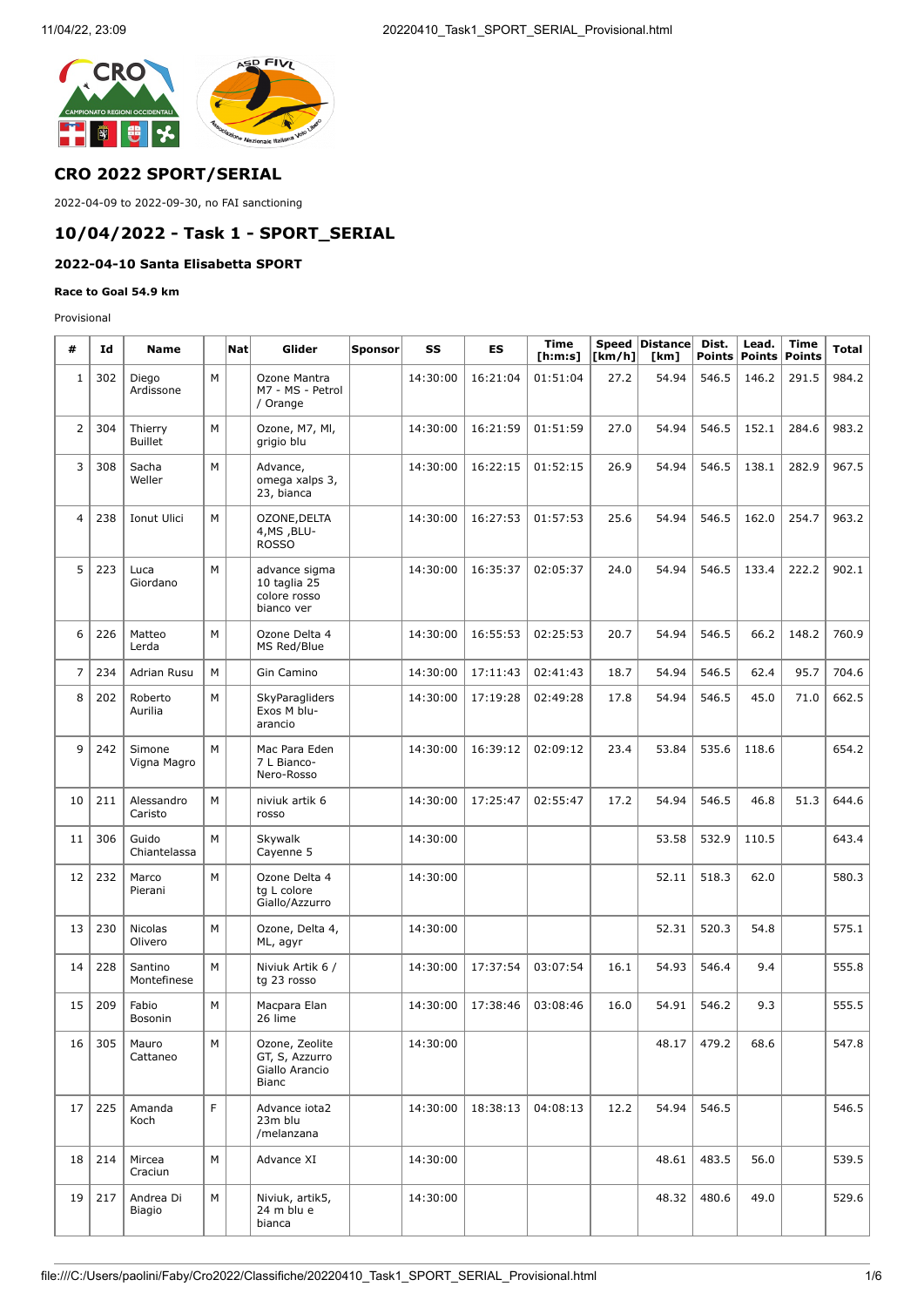## CRO 2022 SPORT/SERIAL

2022-04-09 to 2022-09-30, no FAI sanctioning

## 10/04/2022 - Task 1 - SPORT_SERIAL

### 2022-04-10 Santa Elisabetta SPORT

#### Race to Goal 54.9 km

Provisional

| # | Id | Name | | Nat | Glider | Sponsor | SS | ES | Time [h:m:s] | Speed [km/h] | Distance [km] | Dist. Points | Lead. Points | Time Points | Total |
|---|---|---|---|---|---|---|---|---|---|---|---|---|---|---|---|
| 1 | 302 | Diego Ardissone | M | | Ozone Mantra M7 - MS - Petrol / Orange | | 14:30:00 | 16:21:04 | 01:51:04 | 27.2 | 54.94 | 546.5 | 146.2 | 291.5 | 984.2 |
| 2 | 304 | Thierry Buillet | M | | Ozone, M7, Ml, grigio blu | | 14:30:00 | 16:21:59 | 01:51:59 | 27.0 | 54.94 | 546.5 | 152.1 | 284.6 | 983.2 |
| 3 | 308 | Sacha Weller | M | | Advance, omega xalps 3, 23, bianca | | 14:30:00 | 16:22:15 | 01:52:15 | 26.9 | 54.94 | 546.5 | 138.1 | 282.9 | 967.5 |
| 4 | 238 | Ionut Ulici | M | | OZONE,DELTA 4,MS ,BLU-ROSSO | | 14:30:00 | 16:27:53 | 01:57:53 | 25.6 | 54.94 | 546.5 | 162.0 | 254.7 | 963.2 |
| 5 | 223 | Luca Giordano | M | | advance sigma 10 taglia 25 colore rosso bianco ver | | 14:30:00 | 16:35:37 | 02:05:37 | 24.0 | 54.94 | 546.5 | 133.4 | 222.2 | 902.1 |
| 6 | 226 | Matteo Lerda | M | | Ozone Delta 4 MS Red/Blue | | 14:30:00 | 16:55:53 | 02:25:53 | 20.7 | 54.94 | 546.5 | 66.2 | 148.2 | 760.9 |
| 7 | 234 | Adrian Rusu | M | | Gin Camino | | 14:30:00 | 17:11:43 | 02:41:43 | 18.7 | 54.94 | 546.5 | 62.4 | 95.7 | 704.6 |
| 8 | 202 | Roberto Aurilia | M | | SkyParagliders Exos M blu-arancio | | 14:30:00 | 17:19:28 | 02:49:28 | 17.8 | 54.94 | 546.5 | 45.0 | 71.0 | 662.5 |
| 9 | 242 | Simone Vigna Magro | M | | Mac Para Eden 7 L Bianco-Nero-Rosso | | 14:30:00 | 16:39:12 | 02:09:12 | 23.4 | 53.84 | 535.6 | 118.6 | | 654.2 |
| 10 | 211 | Alessandro Caristo | M | | niviuk artik 6 rosso | | 14:30:00 | 17:25:47 | 02:55:47 | 17.2 | 54.94 | 546.5 | 46.8 | 51.3 | 644.6 |
| 11 | 306 | Guido Chiantelassa | M | | Skywalk Cayenne 5 | | 14:30:00 | | | | 53.58 | 532.9 | 110.5 | | 643.4 |
| 12 | 232 | Marco Pierani | M | | Ozone Delta 4 tg L colore Giallo/Azzurro | | 14:30:00 | | | | 52.11 | 518.3 | 62.0 | | 580.3 |
| 13 | 230 | Nicolas Olivero | M | | Ozone, Delta 4, ML, agyr | | 14:30:00 | | | | 52.31 | 520.3 | 54.8 | | 575.1 |
| 14 | 228 | Santino Montefinese | M | | Niviuk Artik 6 / tg 23 rosso | | 14:30:00 | 17:37:54 | 03:07:54 | 16.1 | 54.93 | 546.4 | 9.4 | | 555.8 |
| 15 | 209 | Fabio Bosonin | M | | Macpara Elan 26 lime | | 14:30:00 | 17:38:46 | 03:08:46 | 16.0 | 54.91 | 546.2 | 9.3 | | 555.5 |
| 16 | 305 | Mauro Cattaneo | M | | Ozone, Zeolite GT, S, Azzurro Giallo Arancio Bianc | | 14:30:00 | | | | 48.17 | 479.2 | 68.6 | | 547.8 |
| 17 | 225 | Amanda Koch | F | | Advance iota2 23m blu /melanzana | | 14:30:00 | 18:38:13 | 04:08:13 | 12.2 | 54.94 | 546.5 | | | 546.5 |
| 18 | 214 | Mircea Craciun | M | | Advance XI | | 14:30:00 | | | | 48.61 | 483.5 | 56.0 | | 539.5 |
| 19 | 217 | Andrea Di Biagio | M | | Niviuk, artik5, 24 m blu e bianca | | 14:30:00 | | | | 48.32 | 480.6 | 49.0 | | 529.6 |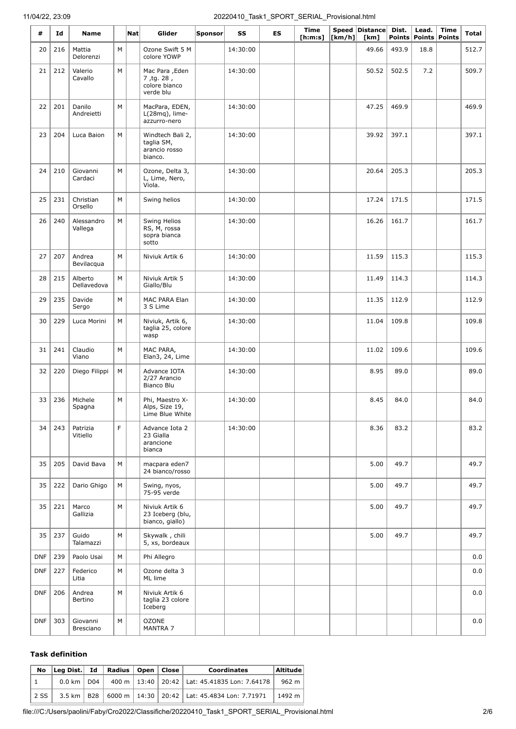| # | Id | Name | | Nat | Glider | Sponsor | SS | ES | Time [h:m:s] | Speed [km/h] | Distance [km] | Dist. Points | Lead. Points | Time Points | Total |
|---|---|---|---|---|---|---|---|---|---|---|---|---|---|---|---|
| 20 | 216 | Mattia Delorenzi | M | | Ozone Swift 5 M colore YOWP | | 14:30:00 | | | | 49.66 | 493.9 | 18.8 | | 512.7 |
| 21 | 212 | Valerio Cavallo | M | | Mac Para ,Eden 7 ,tg. 28 , colore bianco verde blu | | 14:30:00 | | | | 50.52 | 502.5 | 7.2 | | 509.7 |
| 22 | 201 | Danilo Andreietti | M | | MacPara, EDEN, L(28mq), lime-azzurro-nero | | 14:30:00 | | | | 47.25 | 469.9 | | | 469.9 |
| 23 | 204 | Luca Baion | M | | Windtech Bali 2, taglia SM, arancio rosso bianco. | | 14:30:00 | | | | 39.92 | 397.1 | | | 397.1 |
| 24 | 210 | Giovanni Cardaci | M | | Ozone, Delta 3, L, Lime, Nero, Viola. | | 14:30:00 | | | | 20.64 | 205.3 | | | 205.3 |
| 25 | 231 | Christian Orsello | M | | Swing helios | | 14:30:00 | | | | 17.24 | 171.5 | | | 171.5 |
| 26 | 240 | Alessandro Vallega | M | | Swing Helios RS, M, rossa sopra bianca sotto | | 14:30:00 | | | | 16.26 | 161.7 | | | 161.7 |
| 27 | 207 | Andrea Bevilacqua | M | | Niviuk Artik 6 | | 14:30:00 | | | | 11.59 | 115.3 | | | 115.3 |
| 28 | 215 | Alberto Dellavedova | M | | Niviuk Artik 5 Giallo/Blu | | 14:30:00 | | | | 11.49 | 114.3 | | | 114.3 |
| 29 | 235 | Davide Sergo | M | | MAC PARA Elan 3 S Lime | | 14:30:00 | | | | 11.35 | 112.9 | | | 112.9 |
| 30 | 229 | Luca Morini | M | | Niviuk, Artik 6, taglia 25, colore wasp | | 14:30:00 | | | | 11.04 | 109.8 | | | 109.8 |
| 31 | 241 | Claudio Viano | M | | MAC PARA, Elan3, 24, Lime | | 14:30:00 | | | | 11.02 | 109.6 | | | 109.6 |
| 32 | 220 | Diego Filippi | M | | Advance IOTA 2/27 Arancio Bianco Blu | | 14:30:00 | | | | 8.95 | 89.0 | | | 89.0 |
| 33 | 236 | Michele Spagna | M | | Phi, Maestro X-Alps, Size 19, Lime Blue White | | 14:30:00 | | | | 8.45 | 84.0 | | | 84.0 |
| 34 | 243 | Patrizia Vitiello | F | | Advance Iota 2 23 Gialla arancione bianca | | 14:30:00 | | | | 8.36 | 83.2 | | | 83.2 |
| 35 | 205 | David Bava | M | | macpara eden7 24 bianco/rosso | | | | | | 5.00 | 49.7 | | | 49.7 |
| 35 | 222 | Dario Ghigo | M | | Swing, nyos, 75-95 verde | | | | | | 5.00 | 49.7 | | | 49.7 |
| 35 | 221 | Marco Gallizia | M | | Niviuk Artik 6 23 Iceberg (blu, bianco, giallo) | | | | | | 5.00 | 49.7 | | | 49.7 |
| 35 | 237 | Guido Talamazzi | M | | Skywalk , chili 5, xs, bordeaux | | | | | | 5.00 | 49.7 | | | 49.7 |
| DNF | 239 | Paolo Usai | M | | Phi Allegro | | | | | | | | | | 0.0 |
| DNF | 227 | Federico Litia | M | | Ozone delta 3 ML lime | | | | | | | | | | 0.0 |
| DNF | 206 | Andrea Bertino | M | | Niviuk Artik 6 taglia 23 colore Iceberg | | | | | | | | | | 0.0 |
| DNF | 303 | Giovanni Bresciano | M | | OZONE MANTRA 7 | | | | | | | | | | 0.0 |

### Task definition

| No | Leg Dist. | Id | Radius | Open | Close | Coordinates | Altitude |
|---|---|---|---|---|---|---|---|
| 1 | 0.0 km | D04 | 400 m | 13:40 | 20:42 | Lat: 45.41835 Lon: 7.64178 | 962 m |
| 2 SS | 3.5 km | B28 | 6000 m | 14:30 | 20:42 | Lat: 45.4834 Lon: 7.71971 | 1492 m |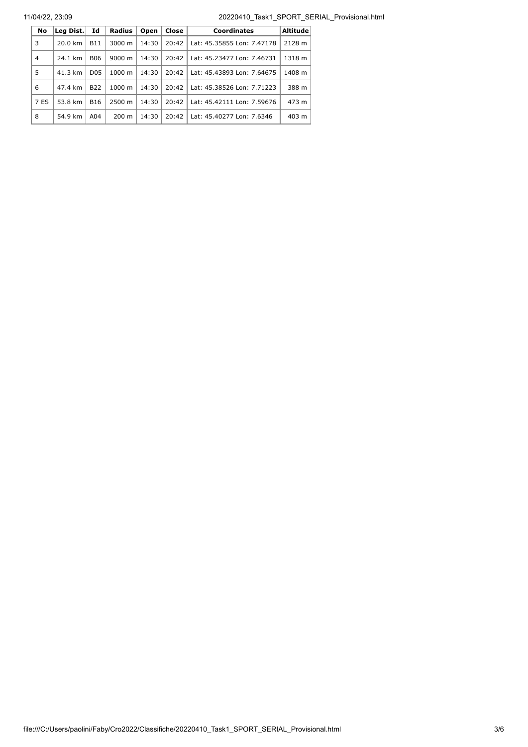| No | Leg Dist. | Id | Radius | Open | Close | Coordinates | Altitude |
|---|---|---|---|---|---|---|---|
| 3 | 20.0 km | B11 | 3000 m | 14:30 | 20:42 | Lat: 45.35855 Lon: 7.47178 | 2128 m |
| 4 | 24.1 km | B06 | 9000 m | 14:30 | 20:42 | Lat: 45.23477 Lon: 7.46731 | 1318 m |
| 5 | 41.3 km | D05 | 1000 m | 14:30 | 20:42 | Lat: 45.43893 Lon: 7.64675 | 1408 m |
| 6 | 47.4 km | B22 | 1000 m | 14:30 | 20:42 | Lat: 45.38526 Lon: 7.71223 | 388 m |
| 7 ES | 53.8 km | B16 | 2500 m | 14:30 | 20:42 | Lat: 45.42111 Lon: 7.59676 | 473 m |
| 8 | 54.9 km | A04 | 200 m | 14:30 | 20:42 | Lat: 45.40277 Lon: 7.6346 | 403 m |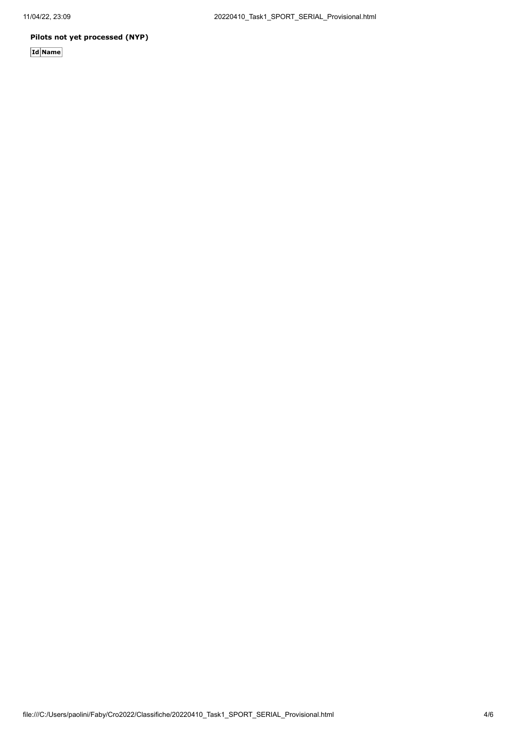**Pilots not yet processed (NYP)**

| Id | Name |
|---|---|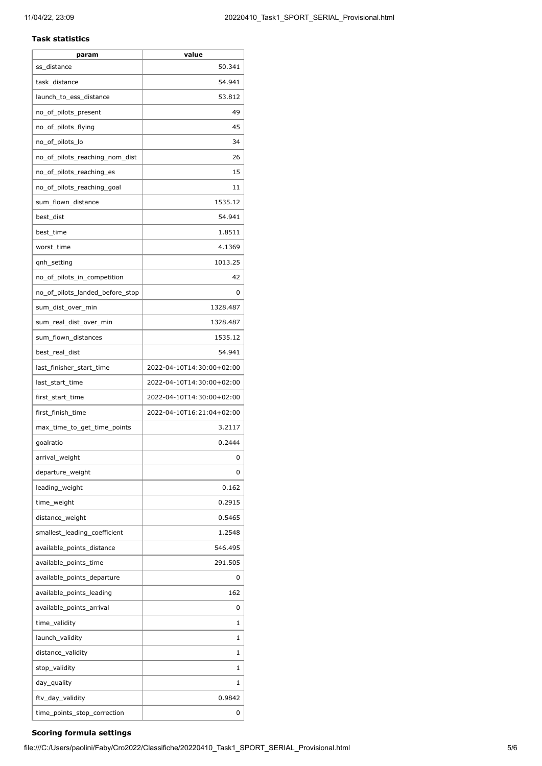### Task statistics

| param | value |
| --- | --- |
| ss_distance | 50.341 |
| task_distance | 54.941 |
| launch_to_ess_distance | 53.812 |
| no_of_pilots_present | 49 |
| no_of_pilots_flying | 45 |
| no_of_pilots_lo | 34 |
| no_of_pilots_reaching_nom_dist | 26 |
| no_of_pilots_reaching_es | 15 |
| no_of_pilots_reaching_goal | 11 |
| sum_flown_distance | 1535.12 |
| best_dist | 54.941 |
| best_time | 1.8511 |
| worst_time | 4.1369 |
| qnh_setting | 1013.25 |
| no_of_pilots_in_competition | 42 |
| no_of_pilots_landed_before_stop | 0 |
| sum_dist_over_min | 1328.487 |
| sum_real_dist_over_min | 1328.487 |
| sum_flown_distances | 1535.12 |
| best_real_dist | 54.941 |
| last_finisher_start_time | 2022-04-10T14:30:00+02:00 |
| last_start_time | 2022-04-10T14:30:00+02:00 |
| first_start_time | 2022-04-10T14:30:00+02:00 |
| first_finish_time | 2022-04-10T16:21:04+02:00 |
| max_time_to_get_time_points | 3.2117 |
| goalratio | 0.2444 |
| arrival_weight | 0 |
| departure_weight | 0 |
| leading_weight | 0.162 |
| time_weight | 0.2915 |
| distance_weight | 0.5465 |
| smallest_leading_coefficient | 1.2548 |
| available_points_distance | 546.495 |
| available_points_time | 291.505 |
| available_points_departure | 0 |
| available_points_leading | 162 |
| available_points_arrival | 0 |
| time_validity | 1 |
| launch_validity | 1 |
| distance_validity | 1 |
| stop_validity | 1 |
| day_quality | 1 |
| ftv_day_validity | 0.9842 |
| time_points_stop_correction | 0 |

### Scoring formula settings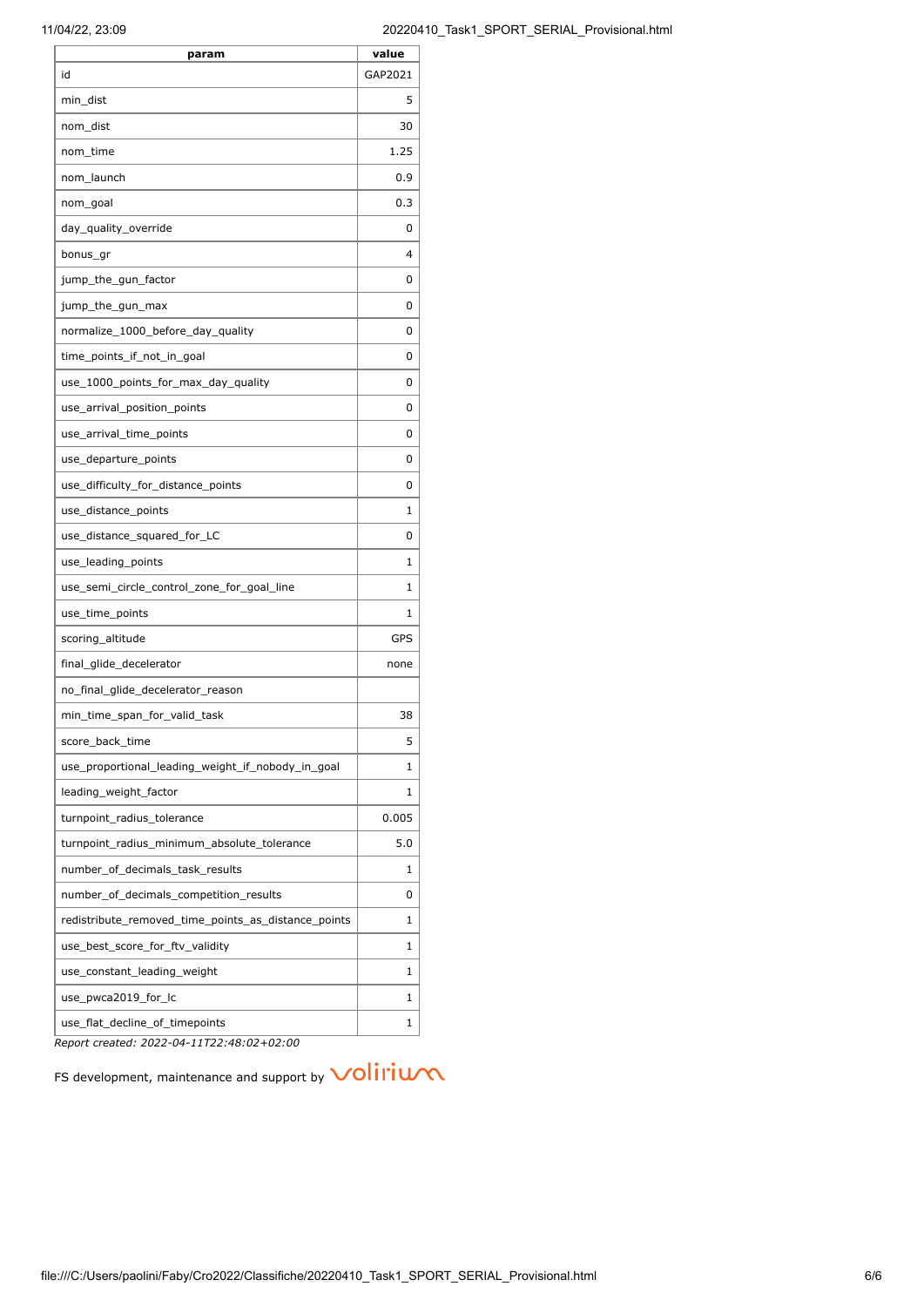| param | value |
| --- | --- |
| id | GAP2021 |
| min_dist | 5 |
| nom_dist | 30 |
| nom_time | 1.25 |
| nom_launch | 0.9 |
| nom_goal | 0.3 |
| day_quality_override | 0 |
| bonus_gr | 4 |
| jump_the_gun_factor | 0 |
| jump_the_gun_max | 0 |
| normalize_1000_before_day_quality | 0 |
| time_points_if_not_in_goal | 0 |
| use_1000_points_for_max_day_quality | 0 |
| use_arrival_position_points | 0 |
| use_arrival_time_points | 0 |
| use_departure_points | 0 |
| use_difficulty_for_distance_points | 0 |
| use_distance_points | 1 |
| use_distance_squared_for_LC | 0 |
| use_leading_points | 1 |
| use_semi_circle_control_zone_for_goal_line | 1 |
| use_time_points | 1 |
| scoring_altitude | GPS |
| final_glide_decelerator | none |
| no_final_glide_decelerator_reason | |
| min_time_span_for_valid_task | 38 |
| score_back_time | 5 |
| use_proportional_leading_weight_if_nobody_in_goal | 1 |
| leading_weight_factor | 1 |
| turnpoint_radius_tolerance | 0.005 |
| turnpoint_radius_minimum_absolute_tolerance | 5.0 |
| number_of_decimals_task_results | 1 |
| number_of_decimals_competition_results | 0 |
| redistribute_removed_time_points_as_distance_points | 1 |
| use_best_score_for_ftv_validity | 1 |
| use_constant_leading_weight | 1 |
| use_pwca2019_for_lc | 1 |
| use_flat_decline_of_timepoints | 1 |

*Report created: 2022-04-11T22:48:02+02:00*

FS development, maintenance and support by volirium